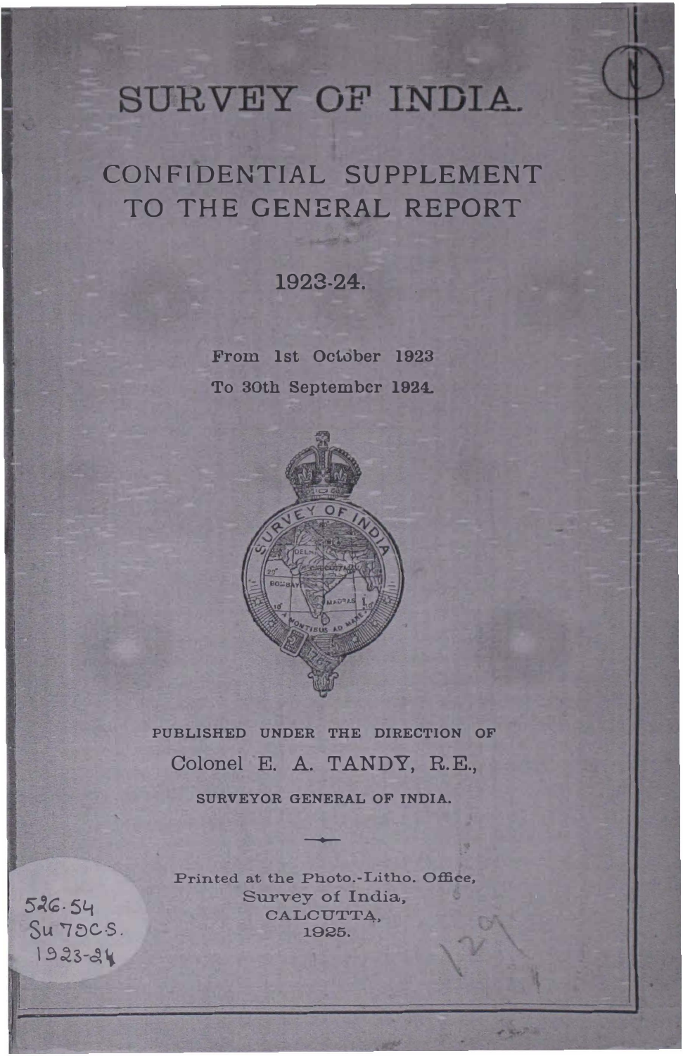# SURVEY OF INDIA.

## CONFIDENTIAL SUPPLEMENT TO THE GENERAL REPORT

### 1923-24.

From 1st October 1923

To 30th September 1924.

PUBLISHED UNDER THE DIRECTION OF

Colonel E. A. TANDY, R.E.,

SURVEYOR GENERAL OF INDIA.

Printed at the Photo.-Litho. Office,
Survey of India,
CALCUTTA,
1925.

526.54
Su 79C.S.
1923-24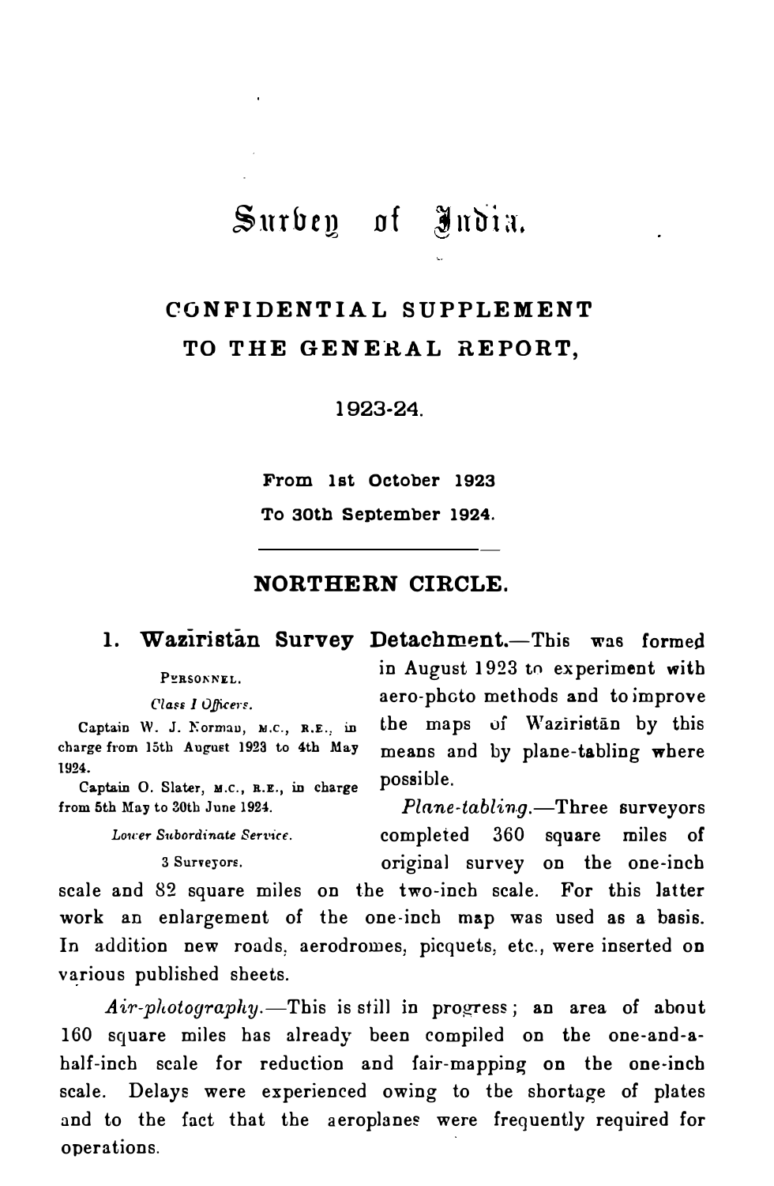# Survey of India.

## CONFIDENTIAL SUPPLEMENT TO THE GENERAL REPORT,

### 1923-24.

**From 1st October 1923**
**To 30th September 1924.**

---

## NORTHERN CIRCLE.

### 1. Wazīristān Survey Detachment.

PERSONNEL.

*Class I Officers.*

Captain W. J. Norman, M.C., R.E., in charge from 15th August 1923 to 4th May 1924.

Captain O. Slater, M.C., R.E., in charge from 5th May to 30th June 1924.

*Lower Subordinate Service.*

3 Surveyors.

**1. Wazīristān Survey Detachment.**—This was formed in August 1923 to experiment with aero-photo methods and to improve the maps of Wazīristān by this means and by plane-tabling where possible.

*Plane-tabling.*—Three surveyors completed 360 square miles of original survey on the one-inch scale and 82 square miles on the two-inch scale. For this latter work an enlargement of the one-inch map was used as a basis. In addition new roads, aerodromes, picquets, etc., were inserted on various published sheets.

*Air-photography.*—This is still in progress; an area of about 160 square miles has already been compiled on the one-and-a-half-inch scale for reduction and fair-mapping on the one-inch scale. Delays were experienced owing to the shortage of plates and to the fact that the aeroplanes were frequently required for operations.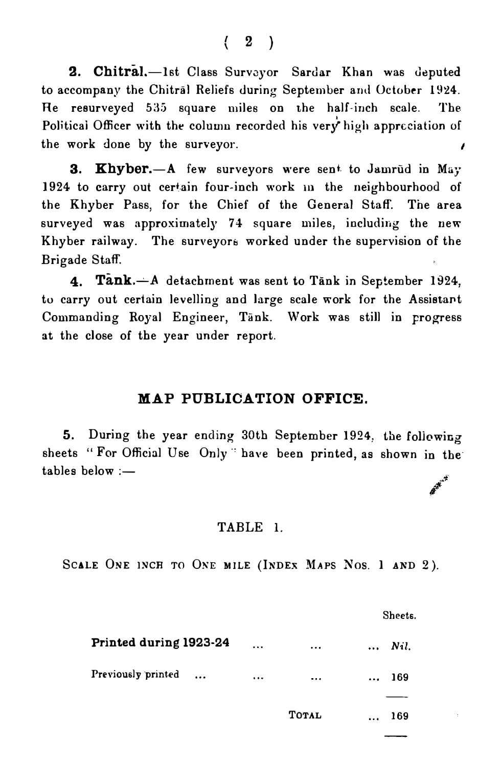**2. Chitrāl.**—1st Class Surveyor Sardar Khan was deputed to accompany the Chitrāl Reliefs during September and October 1924. He resurveyed 535 square miles on the half-inch scale. The Political Officer with the column recorded his very high appreciation of the work done by the surveyor.

**3. Khyber.**—A few surveyors were sent to Jamrūd in May 1924 to carry out certain four-inch work in the neighbourhood of the Khyber Pass, for the Chief of the General Staff. The area surveyed was approximately 74 square miles, including the new Khyber railway. The surveyors worked under the supervision of the Brigade Staff.

**4. Tānk.**—A detachment was sent to Tānk in September 1924, to carry out certain levelling and large scale work for the Assistant Commanding Royal Engineer, Tānk. Work was still in progress at the close of the year under report.

## MAP PUBLICATION OFFICE.

**5.** During the year ending 30th September 1924, the following sheets "For Official Use Only" have been printed, as shown in the tables below :—

### TABLE 1.

SCALE ONE INCH TO ONE MILE (INDEX MAPS NOS. 1 AND 2).

| | Sheets. |
|---|---|
| **Printed during 1923-24** ... ... ... | *Nil.* |
| Previously printed ... ... ... ... | 169 |
| TOTAL ... | 169 |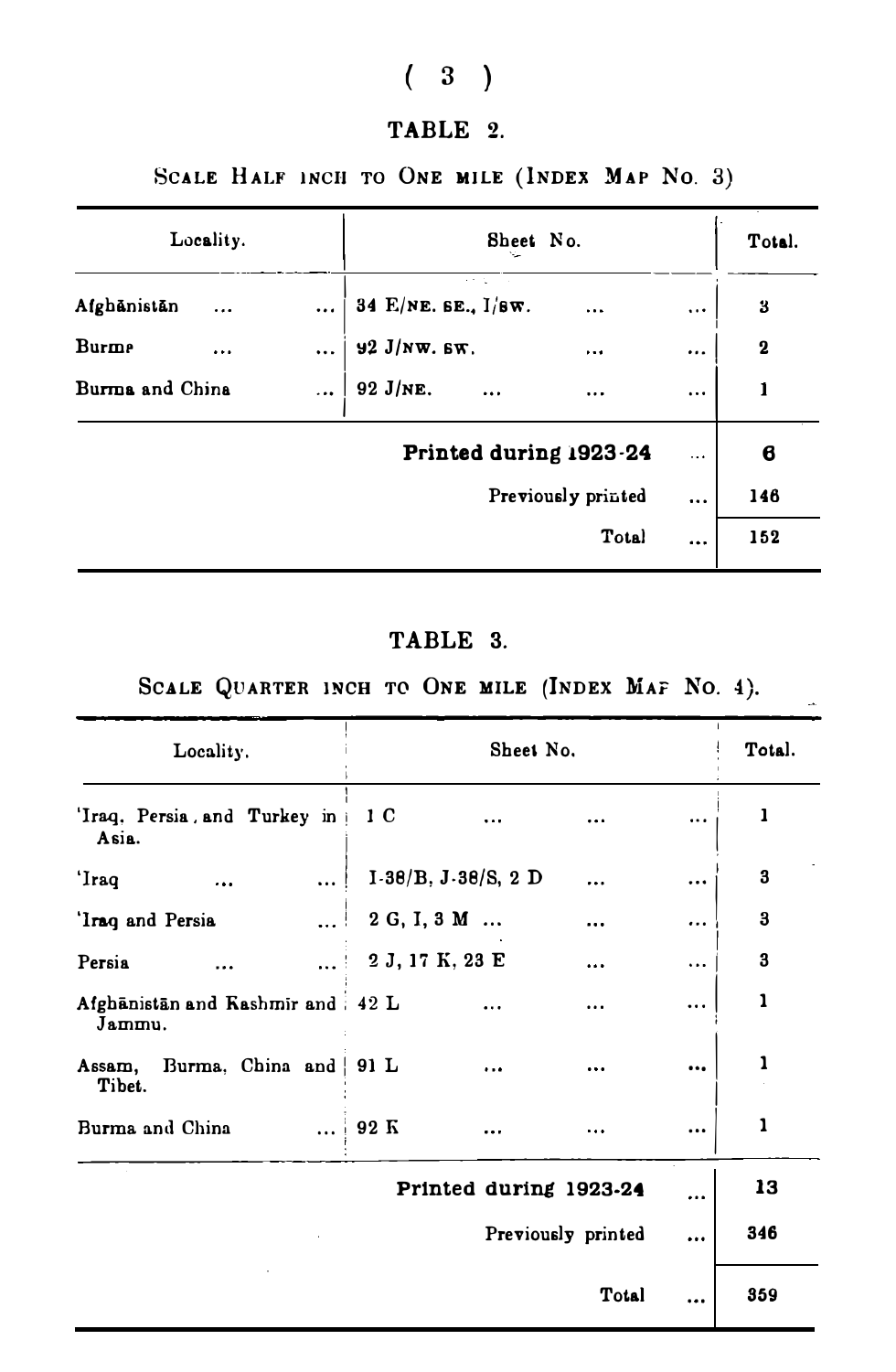## TABLE 2.

SCALE HALF INCH TO ONE MILE (INDEX MAP NO. 3)

| Locality. | Sheet No. | Total. |
|---|---|---|
| Afghānistān ... ... | 34 E/NE. SE., I/SW. ... ... | 3 |
| Burme ... ... | 92 J/NW. SW. ... ... | 2 |
| Burma and China ... | 92 J/NE. ... ... ... | 1 |
| | **Printed during 1923-24** ... | **6** |
| | Previously printed ... | 146 |
| | Total ... | 152 |

## TABLE 3.

SCALE QUARTER INCH TO ONE MILE (INDEX MAP NO. 4).

| Locality. | Sheet No. | Total. |
|---|---|---|
| 'Iraq, Persia, and Turkey in Asia. | 1 C ... ... ... | 1 |
| 'Iraq ... ... | I-38/B, J-38/S, 2 D ... ... | 3 |
| 'Iraq and Persia ... | 2 G, I, 3 M ... ... ... | 3 |
| Persia ... ... | 2 J, 17 K, 23 E ... ... | 3 |
| Afghānistān and Kashmīr and Jammu. | 42 L ... ... ... | 1 |
| Assam, Burma, China and Tibet. | 91 L ... ... ... | 1 |
| Burma and China ... | 92 K ... ... ... | 1 |
| | **Printed during 1923-24** ... | **13** |
| | Previously printed ... | 346 |
| | Total ... | 359 |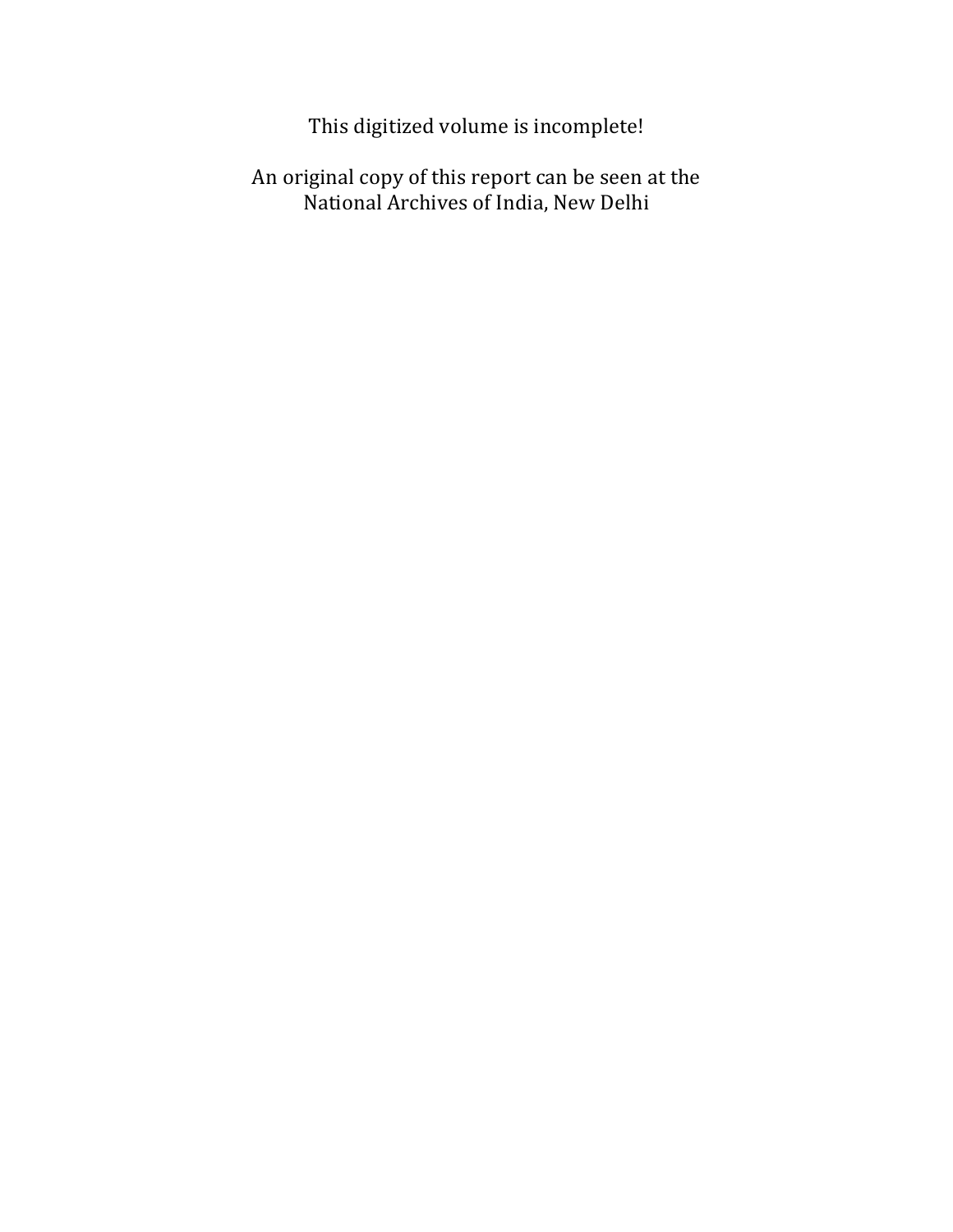This digitized volume is incomplete!

An original copy of this report can be seen at the National Archives of India, New Delhi